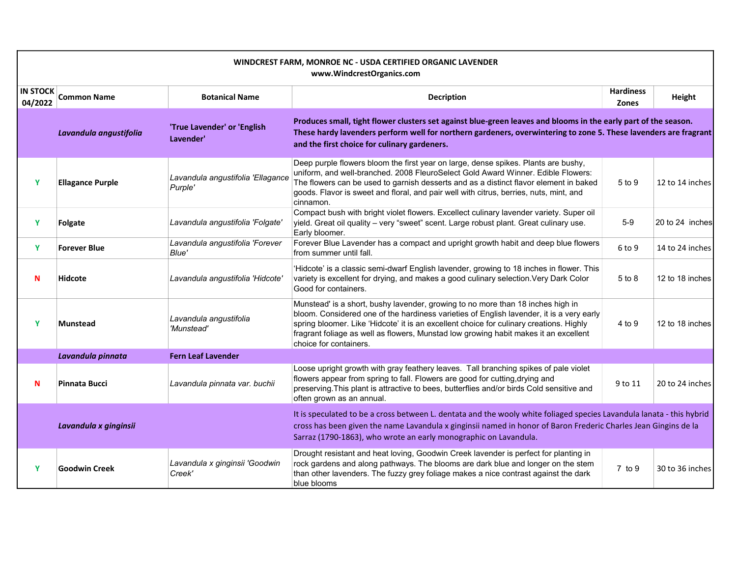**WINDCREST FARM, MONROE NC - USDA CERTIFIED ORGANIC LAVENDER**
**www.WindcrestOrganics.com**

| IN STOCK 04/2022 | Common Name | Botanical Name | Decription | Hardiness Zones | Height |
|---|---|---|---|---|---|
| | ***Lavandula angustifolia*** | **'True Lavender' or 'English Lavender'** | **Produces small, tight flower clusters set against blue-green leaves and blooms in the early part of the season. These hardy lavenders perform well for northern gardeners, overwintering to zone 5. These lavenders are fragrant and the first choice for culinary gardeners.** | | |
| Y | **Ellagance Purple** | *Lavandula angustifolia 'Ellagance Purple'* | Deep purple flowers bloom the first year on large, dense spikes. Plants are bushy, uniform, and well-branched. 2008 FleuroSelect Gold Award Winner. Edible Flowers: The flowers can be used to garnish desserts and as a distinct flavor element in baked goods. Flavor is sweet and floral, and pair well with citrus, berries, nuts, mint, and cinnamon. | 5 to 9 | 12 to 14 inches |
| Y | **Folgate** | *Lavandula angustifolia 'Folgate'* | Compact bush with bright violet flowers. Excellect culinary lavender variety. Super oil yield. Great oil quality – very "sweet" scent. Large robust plant. Great culinary use. Early bloomer. | 5-9 | 20 to 24 inches |
| Y | **Forever Blue** | *Lavandula angustifolia 'Forever Blue'* | Forever Blue Lavender has a compact and upright growth habit and deep blue flowers from summer until fall. | 6 to 9 | 14 to 24 inches |
| N | **Hidcote** | *Lavandula angustifolia 'Hidcote'* | 'Hidcote' is a classic semi-dwarf English lavender, growing to 18 inches in flower. This variety is excellent for drying, and makes a good culinary selection.Very Dark Color Good for containers. | 5 to 8 | 12 to 18 inches |
| Y | **Munstead** | *Lavandula angustifolia 'Munstead'* | Munstead' is a short, bushy lavender, growing to no more than 18 inches high in bloom. Considered one of the hardiness varieties of English lavender, it is a very early spring bloomer. Like 'Hidcote' it is an excellent choice for culinary creations. Highly fragrant foliage as well as flowers, Munstad low growing habit makes it an excellent choice for containers. | 4 to 9 | 12 to 18 inches |
| | ***Lavandula pinnata*** | **Fern Leaf Lavender** | | | |
| N | **Pinnata Bucci** | *Lavandula pinnata var. buchii* | Loose upright growth with gray feathery leaves. Tall branching spikes of pale violet flowers appear from spring to fall. Flowers are good for cutting,drying and preserving.This plant is attractive to bees, butterflies and/or birds Cold sensitive and often grown as an annual. | 9 to 11 | 20 to 24 inches |
| | ***Lavandula x ginginsii*** | | It is speculated to be a cross between L. dentata and the wooly white foliaged species Lavandula lanata - this hybrid cross has been given the name Lavandula x ginginsii named in honor of Baron Frederic Charles Jean Gingins de la Sarraz (1790-1863), who wrote an early monographic on Lavandula. | | |
| Y | **Goodwin Creek** | *Lavandula x ginginsii 'Goodwin Creek'* | Drought resistant and heat loving, Goodwin Creek lavender is perfect for planting in rock gardens and along pathways. The blooms are dark blue and longer on the stem than other lavenders. The fuzzy grey foliage makes a nice contrast against the dark blue blooms | 7 to 9 | 30 to 36 inches |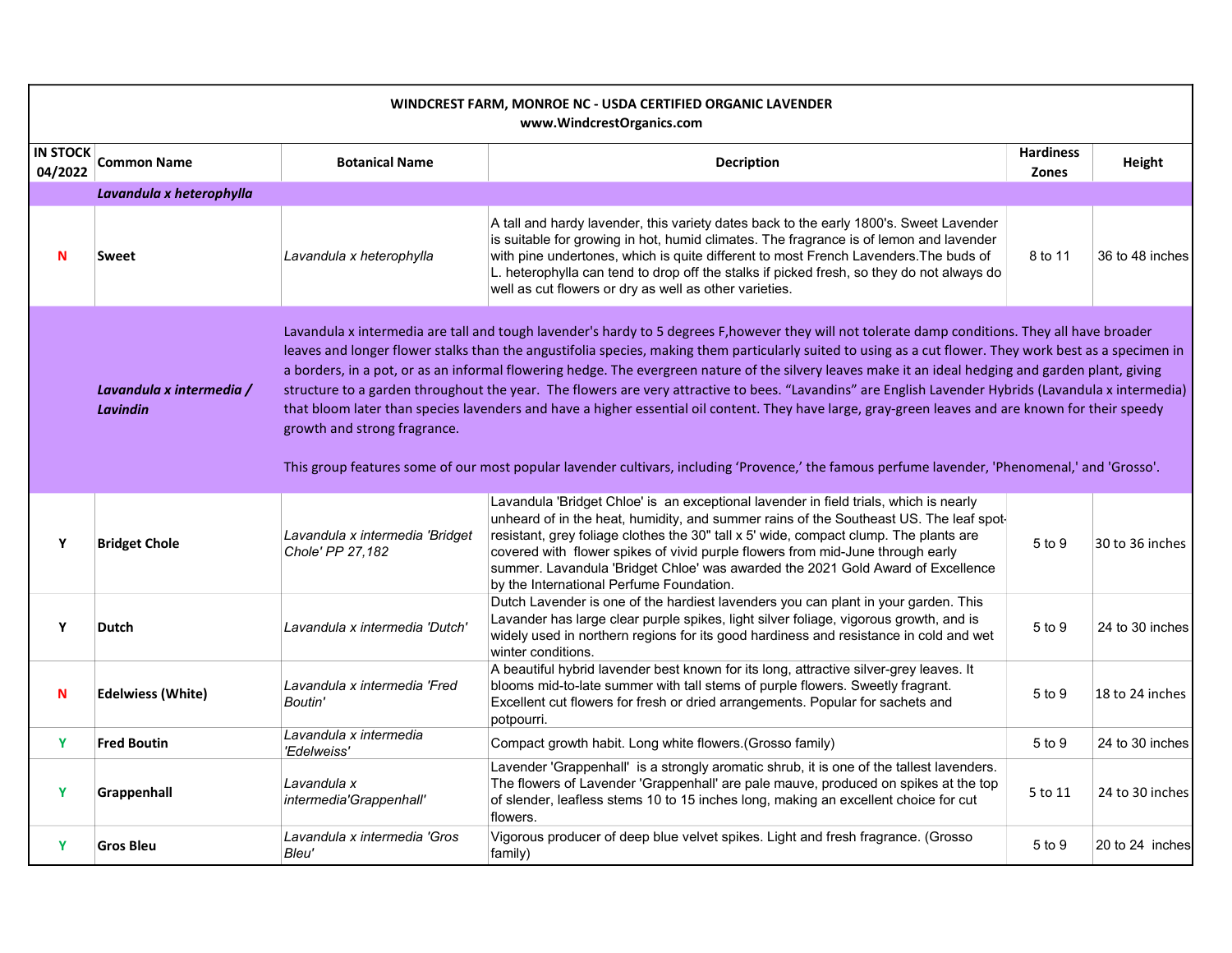# WINDCREST FARM, MONROE NC - USDA CERTIFIED ORGANIC LAVENDER

**www.WindcrestOrganics.com**

| IN STOCK 04/2022 | Common Name | Botanical Name | Decription | Hardiness Zones | Height |
|---|---|---|---|---|---|
| | ***Lavandula x heterophylla*** | | | | |
| N | **Sweet** | *Lavandula x heterophylla* | A tall and hardy lavender, this variety dates back to the early 1800's. Sweet Lavender is suitable for growing in hot, humid climates. The fragrance is of lemon and lavender with pine undertones, which is quite different to most French Lavenders.The buds of L. heterophylla can tend to drop off the stalks if picked fresh, so they do not always do well as cut flowers or dry as well as other varieties. | 8 to 11 | 36 to 48 inches |
| | ***Lavandula x intermedia / Lavindin*** | Lavandula x intermedia are tall and tough lavender's hardy to 5 degrees F,however they will not tolerate damp conditions. They all have broader leaves and longer flower stalks than the angustifolia species, making them particularly suited to using as a cut flower. They work best as a specimen in a borders, in a pot, or as an informal flowering hedge. The evergreen nature of the silvery leaves make it an ideal hedging and garden plant, giving structure to a garden throughout the year. The flowers are very attractive to bees. "Lavandins" are English Lavender Hybrids (Lavandula x intermedia) that bloom later than species lavenders and have a higher essential oil content. They have large, gray-green leaves and are known for their speedy growth and strong fragrance. This group features some of our most popular lavender cultivars, including 'Provence,' the famous perfume lavender, 'Phenomenal,' and 'Grosso'. | | | |
| Y | **Bridget Chole** | *Lavandula x intermedia 'Bridget Chole' PP 27,182* | Lavandula 'Bridget Chloe' is an exceptional lavender in field trials, which is nearly unheard of in the heat, humidity, and summer rains of the Southeast US. The leaf spot-resistant, grey foliage clothes the 30" tall x 5' wide, compact clump. The plants are covered with flower spikes of vivid purple flowers from mid-June through early summer. Lavandula 'Bridget Chloe' was awarded the 2021 Gold Award of Excellence by the International Perfume Foundation. | 5 to 9 | 30 to 36 inches |
| Y | **Dutch** | *Lavandula x intermedia 'Dutch'* | Dutch Lavender is one of the hardiest lavenders you can plant in your garden. This Lavander has large clear purple spikes, light silver foliage, vigorous growth, and is widely used in northern regions for its good hardiness and resistance in cold and wet winter conditions. | 5 to 9 | 24 to 30 inches |
| N | **Edelweiss (White)** | *Lavandula x intermedia 'Fred Boutin'* | A beautiful hybrid lavender best known for its long, attractive silver-grey leaves. It blooms mid-to-late summer with tall stems of purple flowers. Sweetly fragrant. Excellent cut flowers for fresh or dried arrangements. Popular for sachets and potpourri. | 5 to 9 | 18 to 24 inches |
| Y | **Fred Boutin** | *Lavandula x intermedia 'Edelweiss'* | Compact growth habit. Long white flowers.(Grosso family) | 5 to 9 | 24 to 30 inches |
| Y | **Grappenhall** | *Lavandula x intermedia'Grappenhall'* | Lavender 'Grappenhall' is a strongly aromatic shrub, it is one of the tallest lavenders. The flowers of Lavender 'Grappenhall' are pale mauve, produced on spikes at the top of slender, leafless stems 10 to 15 inches long, making an excellent choice for cut flowers. | 5 to 11 | 24 to 30 inches |
| Y | **Gros Bleu** | *Lavandula x intermedia 'Gros Bleu'* | Vigorous producer of deep blue velvet spikes. Light and fresh fragrance. (Grosso family) | 5 to 9 | 20 to 24 inches |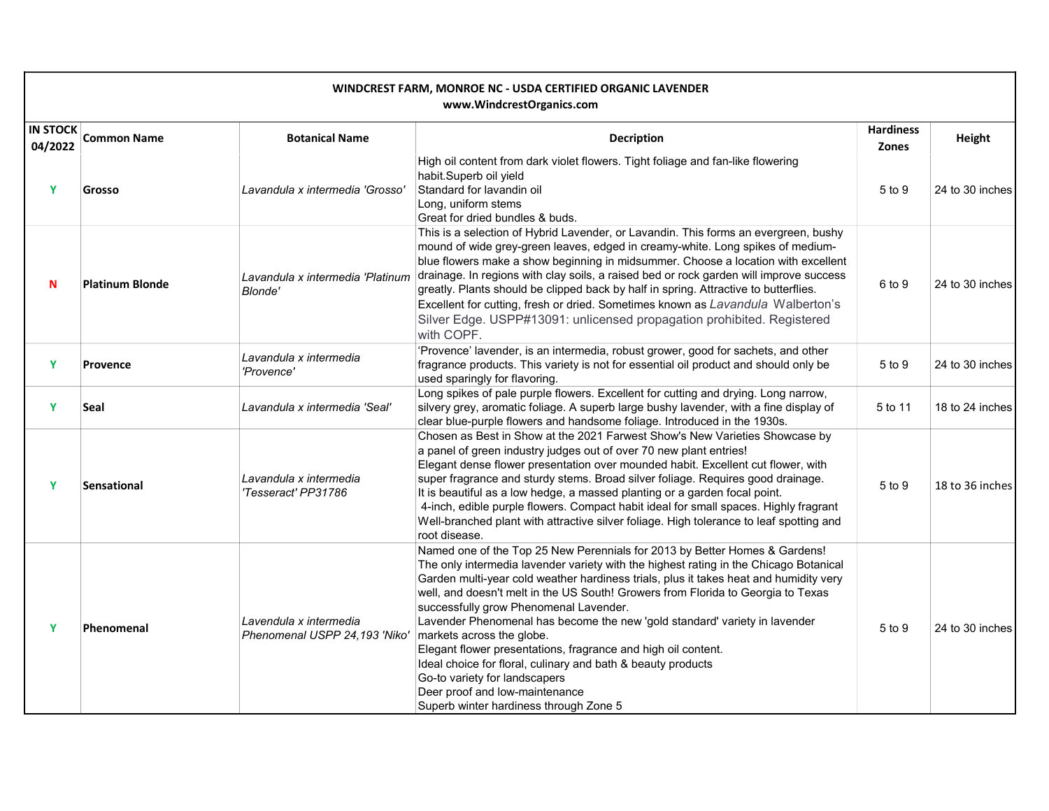**WINDCREST FARM, MONROE NC - USDA CERTIFIED ORGANIC LAVENDER**
**www.WindcrestOrganics.com**

| IN STOCK 04/2022 | Common Name | Botanical Name | Decription | Hardiness Zones | Height |
|---|---|---|---|---|---|
| Y | Grosso | *Lavandula x intermedia 'Grosso'* | High oil content from dark violet flowers. Tight foliage and fan-like flowering habit.Superb oil yield<br>Standard for lavandin oil<br>Long, uniform stems<br>Great for dried bundles & buds. | 5 to 9 | 24 to 30 inches |
| N | Platinum Blonde | *Lavandula x intermedia 'Platinum Blonde'* | This is a selection of Hybrid Lavender, or Lavandin. This forms an evergreen, bushy mound of wide grey-green leaves, edged in creamy-white. Long spikes of medium-blue flowers make a show beginning in midsummer. Choose a location with excellent drainage. In regions with clay soils, a raised bed or rock garden will improve success greatly. Plants should be clipped back by half in spring. Attractive to butterflies. Excellent for cutting, fresh or dried. Sometimes known as *Lavandula* Walberton's Silver Edge. USPP#13091: unlicensed propagation prohibited. Registered with COPF. | 6 to 9 | 24 to 30 inches |
| Y | Provence | *Lavandula x intermedia 'Provence'* | 'Provence' lavender, is an intermedia, robust grower, good for sachets, and other fragrance products. This variety is not for essential oil product and should only be used sparingly for flavoring. | 5 to 9 | 24 to 30 inches |
| Y | Seal | *Lavandula x intermedia 'Seal'* | Long spikes of pale purple flowers. Excellent for cutting and drying. Long narrow, silvery grey, aromatic foliage. A superb large bushy lavender, with a fine display of clear blue-purple flowers and handsome foliage. Introduced in the 1930s. | 5 to 11 | 18 to 24 inches |
| Y | Sensational | *Lavandula x intermedia 'Tesseract' PP31786* | Chosen as Best in Show at the 2021 Farwest Show's New Varieties Showcase by a panel of green industry judges out of over 70 new plant entries!<br>Elegant dense flower presentation over mounded habit. Excellent cut flower, with super fragrance and sturdy stems. Broad silver foliage. Requires good drainage.<br>It is beautiful as a low hedge, a massed planting or a garden focal point.<br>4-inch, edible purple flowers. Compact habit ideal for small spaces. Highly fragrant Well-branched plant with attractive silver foliage. High tolerance to leaf spotting and root disease. | 5 to 9 | 18 to 36 inches |
| Y | Phenomenal | *Lavandula x intermedia Phenomenal USPP 24,193 'Niko'* | Named one of the Top 25 New Perennials for 2013 by Better Homes & Gardens!<br>The only intermedia lavender variety with the highest rating in the Chicago Botanical Garden multi-year cold weather hardiness trials, plus it takes heat and humidity very well, and doesn't melt in the US South! Growers from Florida to Georgia to Texas successfully grow Phenomenal Lavender.<br>Lavender Phenomenal has become the new 'gold standard' variety in lavender markets across the globe.<br>Elegant flower presentations, fragrance and high oil content.<br>Ideal choice for floral, culinary and bath & beauty products<br>Go-to variety for landscapers<br>Deer proof and low-maintenance<br>Superb winter hardiness through Zone 5 | 5 to 9 | 24 to 30 inches |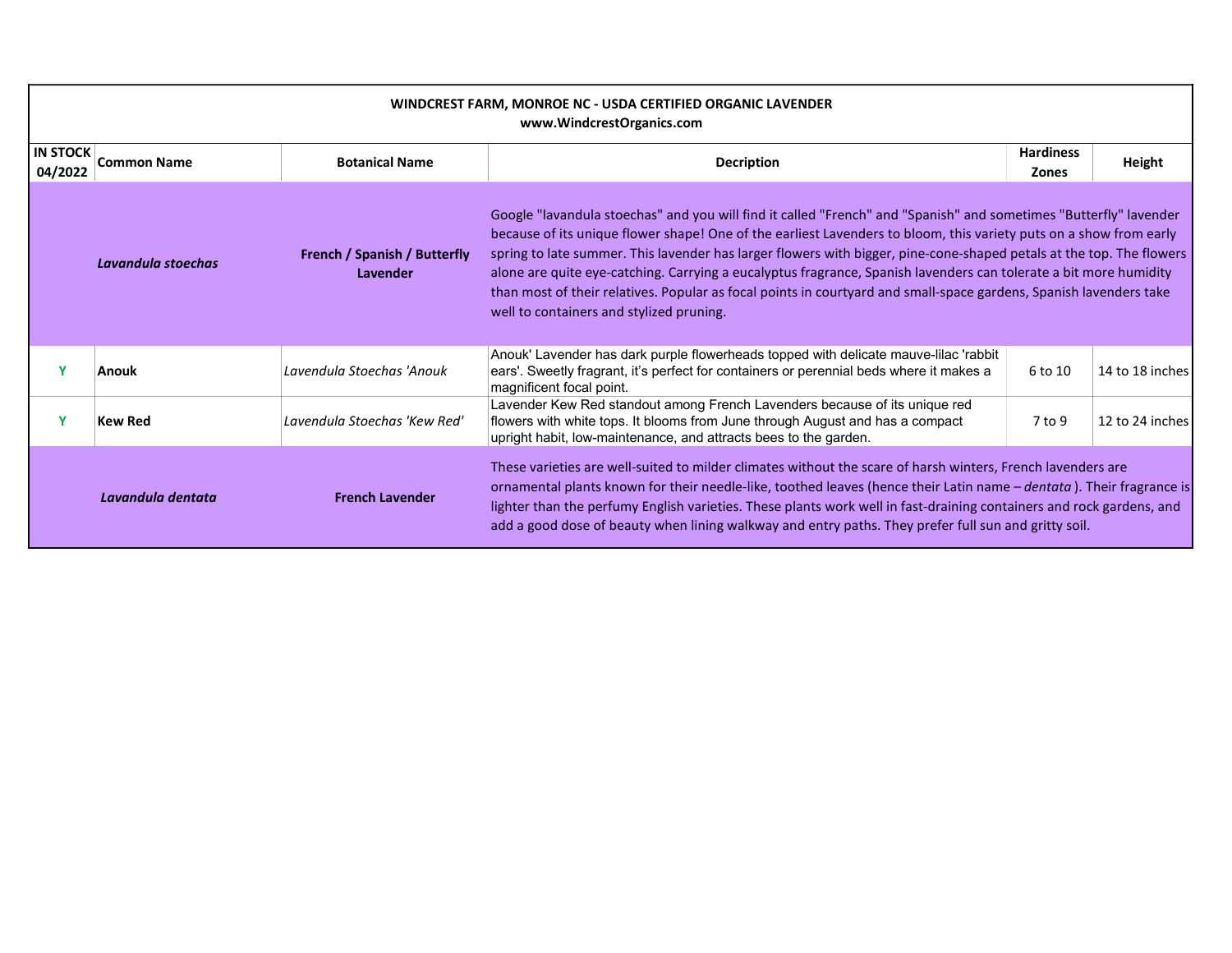**WINDCREST FARM, MONROE NC - USDA CERTIFIED ORGANIC LAVENDER**
**www.WindcrestOrganics.com**

| IN STOCK 04/2022 | Common Name | Botanical Name | Decription | Hardiness Zones | Height |
|---|---|---|---|---|---|
| | ***Lavandula stoechas*** | **French / Spanish / Butterfly Lavender** | Google "lavandula stoechas" and you will find it called "French" and "Spanish" and sometimes "Butterfly" lavender because of its unique flower shape! One of the earliest Lavenders to bloom, this variety puts on a show from early spring to late summer. This lavender has larger flowers with bigger, pine-cone-shaped petals at the top. The flowers alone are quite eye-catching. Carrying a eucalyptus fragrance, Spanish lavenders can tolerate a bit more humidity than most of their relatives. Popular as focal points in courtyard and small-space gardens, Spanish lavenders take well to containers and stylized pruning. | | |
| Y | **Anouk** | *Lavendula Stoechas 'Anouk* | Anouk' Lavender has dark purple flowerheads topped with delicate mauve-lilac 'rabbit ears'. Sweetly fragrant, it's perfect for containers or perennial beds where it makes a magnificent focal point. | 6 to 10 | 14 to 18 inches |
| Y | **Kew Red** | *Lavendula Stoechas 'Kew Red'* | Lavender Kew Red standout among French Lavenders because of its unique red flowers with white tops. It blooms from June through August and has a compact upright habit, low-maintenance, and attracts bees to the garden. | 7 to 9 | 12 to 24 inches |
| | ***Lavandula dentata*** | **French Lavender** | These varieties are well-suited to milder climates without the scare of harsh winters, French lavenders are ornamental plants known for their needle-like, toothed leaves (hence their Latin name – *dentata* ). Their fragrance is lighter than the perfumy English varieties. These plants work well in fast-draining containers and rock gardens, and add a good dose of beauty when lining walkway and entry paths. They prefer full sun and gritty soil. | | |